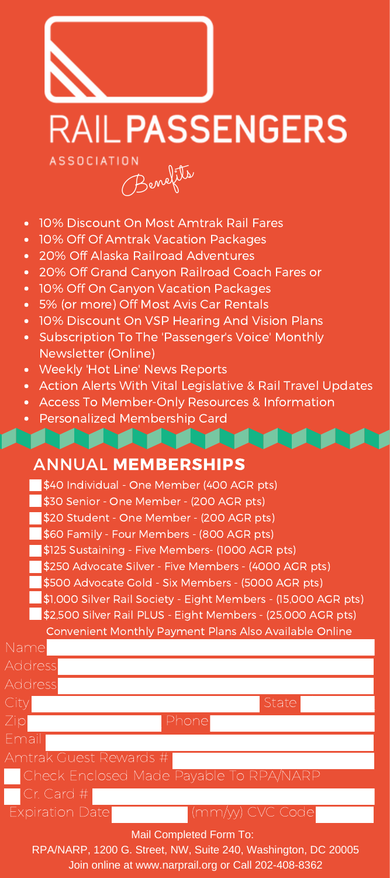# RAIL PASSENGERS

ASSOCIATION

*Benefits*

- 10% Discount On Most Amtrak Rail Fares
- 10% Off Of Amtrak Vacation Packages
- 20% Off Alaska Railroad Adventures
- 20% Off Grand Canyon Railroad Coach Fares or
- 10% Off On Canyon Vacation Packages
- 5% (or more) Off Most Avis Car Rentals
- 10% Discount On VSP Hearing And Vision Plans
- Subscription To The 'Passenger's Voice' Monthly Newsletter (Online)
- Weekly 'Hot Line' News Reports
- Action Alerts With Vital Legislative & Rail Travel Updates
- Access To Member-Only Resources & Information
- Personalized Membership Card

## ANNUAL **MEMBERSHIPS**

- [ ] $40 Individual - One Member (400 AGR pts)
- [ ] $30 Senior - One Member - (200 AGR pts)
- [ ] $20 Student - One Member - (200 AGR pts)
- [ ] $60 Family - Four Members - (800 AGR pts)
- [ ] $125 Sustaining - Five Members- (1000 AGR pts)
- [ ] $250 Advocate Silver - Five Members - (4000 AGR pts)
- [ ] $500 Advocate Gold - Six Members - (5000 AGR pts)
- [ ] $1,000 Silver Rail Society - Eight Members - (15,000 AGR pts)
- [ ] $2,500 Silver Rail PLUS - Eight Members - (25,000 AGR pts)

Convenient Monthly Payment Plans Also Available Online

Name

Address

Address

City State

Zip Phone

Email

Amtrak Guest Rewards #

- [ ] Check Enclosed Made Payable To RPA/NARP
- [ ] Cr. Card #

Expiration Date (mm/yy) CVC Code

Mail Completed Form To:

RPA/NARP, 1200 G. Street, NW, Suite 240, Washington, DC 20005

Join online at www.narprail.org or Call 202-408-8362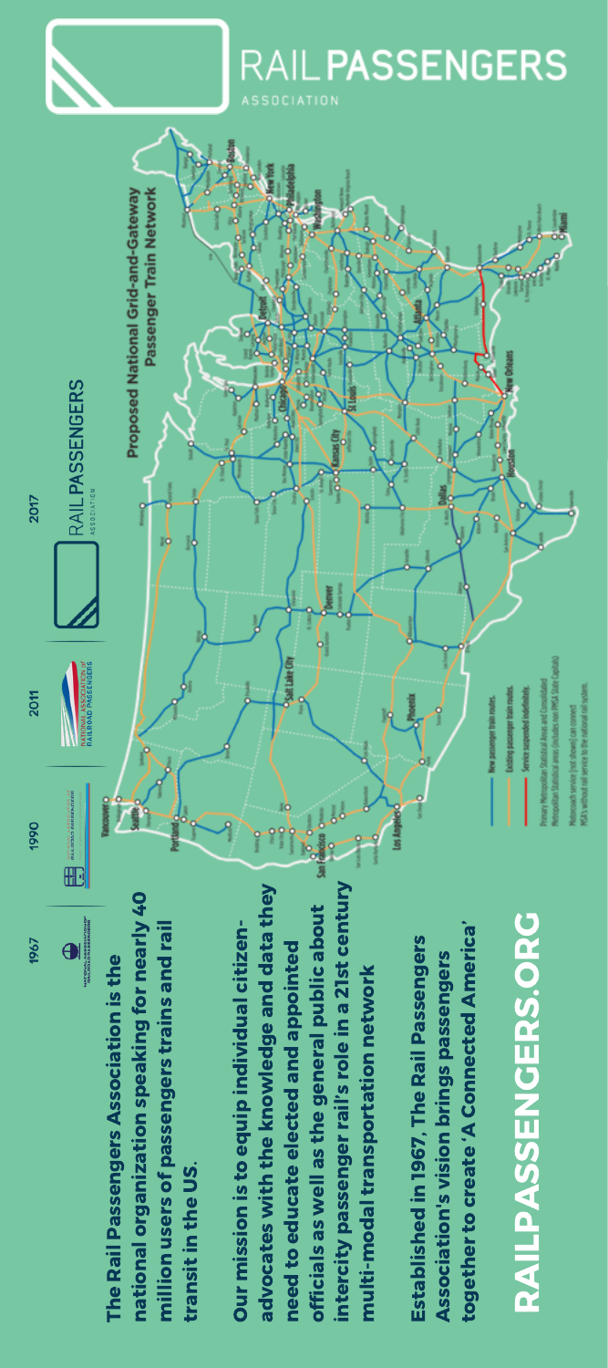# RAIL PASSENGERS

ASSOCIATION

1967 — 1990 — 2011 — 2017

NATIONAL ASSOCIATION OF RAILROAD PASSENGERS

RAIL PASSENGERS ASSOCIATION

**The Rail Passengers Association is the national organization speaking for nearly 40 million users of passengers trains and rail transit in the US.**

**Our mission is to equip individual citizen-advocates with the knowledge and data they need to educate elected and appointed officials as well as the general public about intercity passenger rail's role in a 21st century multi-modal transportation network**

**Established in 1967, The Rail Passengers Association's vision brings passengers together to create 'A Connected America'**

## RAILPASSENGERS.ORG

Proposed National Grid-and-Gateway Passenger Train Network

Vancouver
Seattle
Portland
San Francisco
Los Angeles
Salt Lake City
Phoenix
Denver
Dallas
Houston
Kansas City
St Louis
Chicago
New Orleans
Detroit
Atlanta
Washington
Philadelphia
New York
Boston
Miami

New passenger train routes.

Existing passenger train routes.

Service suspended indefinitely.

Primary Metropolitan Statistical Areas and Consolidated Metropolitan Statistical areas (includes non PMSA State Capitals)

Motorcoach service (not shown) can connect MSA's without rail service to the national rail system.